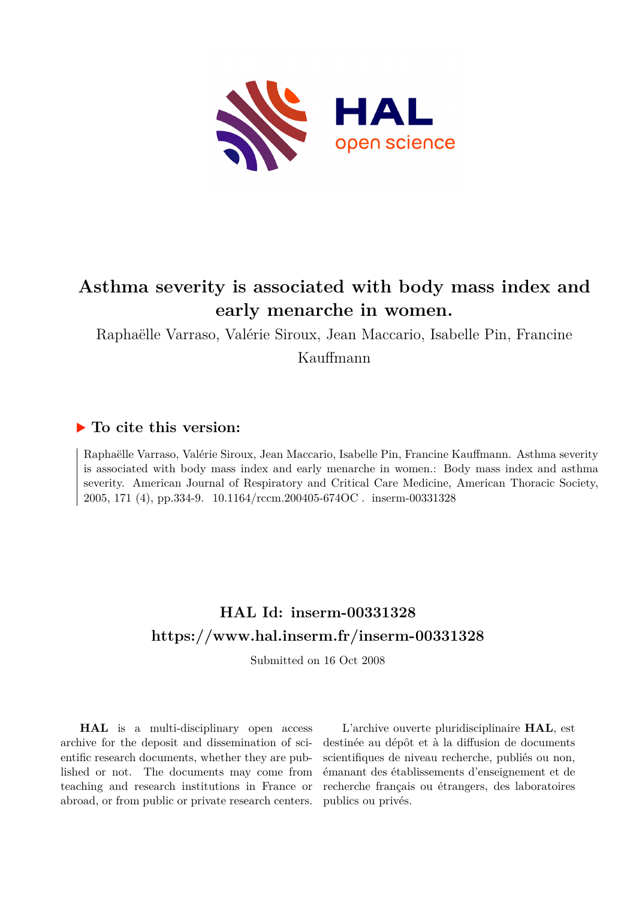# Asthma severity is associated with body mass index and early menarche in women.

Raphaëlle Varraso, Valérie Siroux, Jean Maccario, Isabelle Pin, Francine Kauffmann

## ▶ To cite this version:

Raphaëlle Varraso, Valérie Siroux, Jean Maccario, Isabelle Pin, Francine Kauffmann. Asthma severity is associated with body mass index and early menarche in women.: Body mass index and asthma severity. American Journal of Respiratory and Critical Care Medicine, American Thoracic Society, 2005, 171 (4), pp.334-9. 10.1164/rccm.200405-674OC . inserm-00331328

## HAL Id: inserm-00331328
## https://www.hal.inserm.fr/inserm-00331328

Submitted on 16 Oct 2008

**HAL** is a multi-disciplinary open access archive for the deposit and dissemination of scientific research documents, whether they are published or not. The documents may come from teaching and research institutions in France or abroad, or from public or private research centers.

L'archive ouverte pluridisciplinaire **HAL**, est destinée au dépôt et à la diffusion de documents scientifiques de niveau recherche, publiés ou non, émanant des établissements d'enseignement et de recherche français ou étrangers, des laboratoires publics ou privés.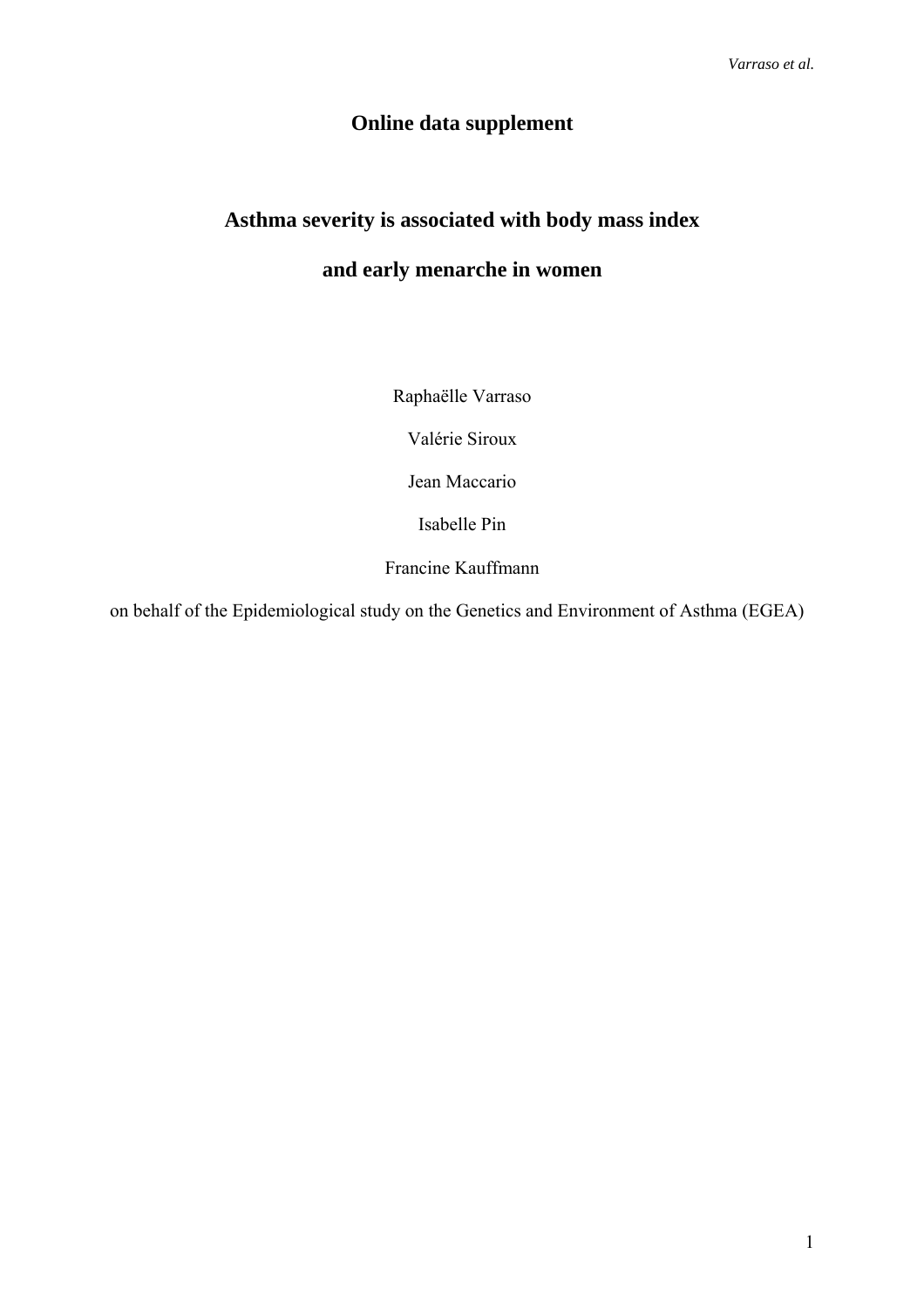# Online data supplement

# Asthma severity is associated with body mass index and early menarche in women

Raphaëlle Varraso

Valérie Siroux

Jean Maccario

Isabelle Pin

Francine Kauffmann

on behalf of the Epidemiological study on the Genetics and Environment of Asthma (EGEA)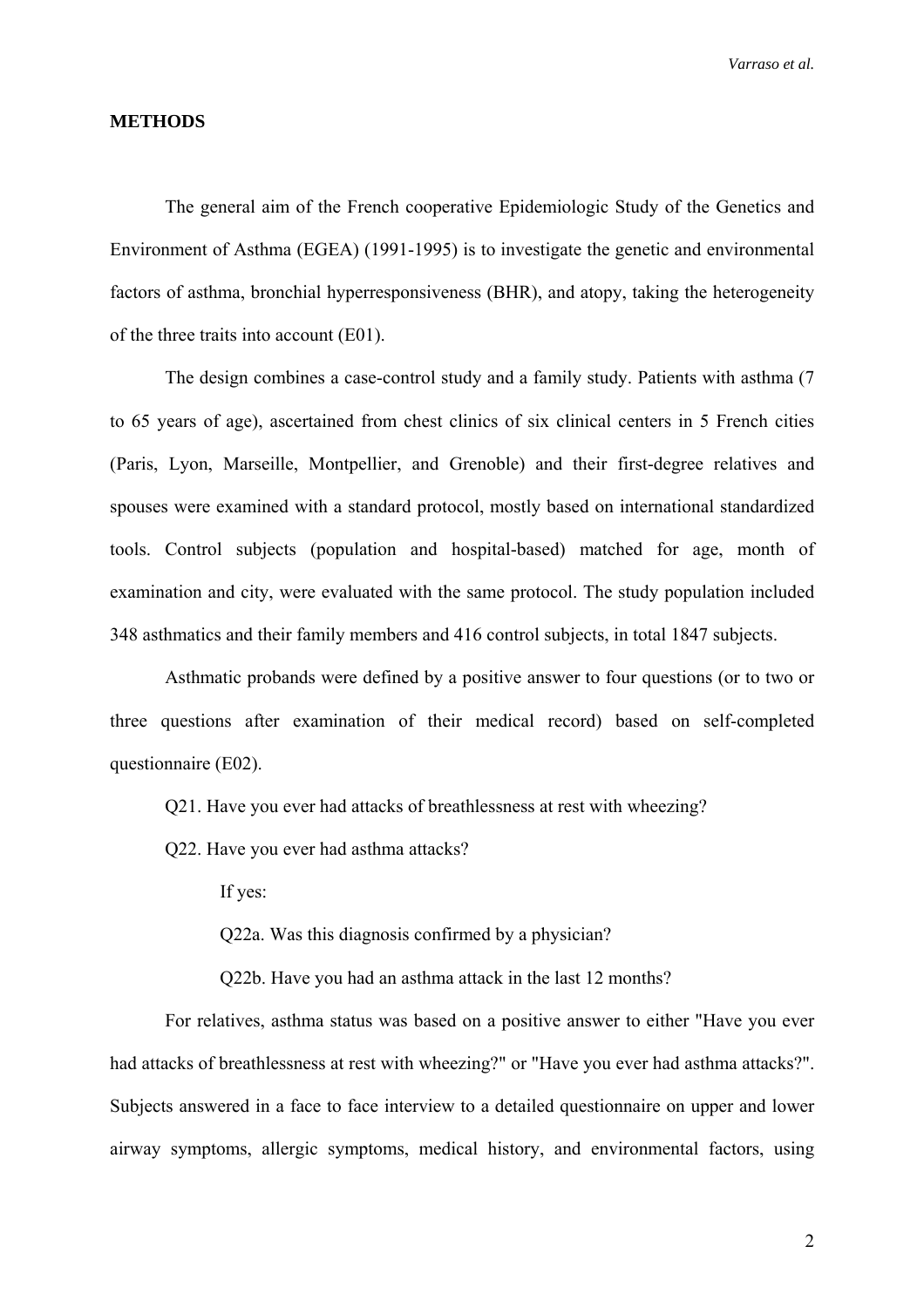## METHODS

The general aim of the French cooperative Epidemiologic Study of the Genetics and Environment of Asthma (EGEA) (1991-1995) is to investigate the genetic and environmental factors of asthma, bronchial hyperresponsiveness (BHR), and atopy, taking the heterogeneity of the three traits into account (E01).

The design combines a case-control study and a family study. Patients with asthma (7 to 65 years of age), ascertained from chest clinics of six clinical centers in 5 French cities (Paris, Lyon, Marseille, Montpellier, and Grenoble) and their first-degree relatives and spouses were examined with a standard protocol, mostly based on international standardized tools. Control subjects (population and hospital-based) matched for age, month of examination and city, were evaluated with the same protocol. The study population included 348 asthmatics and their family members and 416 control subjects, in total 1847 subjects.

Asthmatic probands were defined by a positive answer to four questions (or to two or three questions after examination of their medical record) based on self-completed questionnaire (E02).

Q21. Have you ever had attacks of breathlessness at rest with wheezing?

Q22. Have you ever had asthma attacks?

If yes:

Q22a. Was this diagnosis confirmed by a physician?

Q22b. Have you had an asthma attack in the last 12 months?

For relatives, asthma status was based on a positive answer to either "Have you ever had attacks of breathlessness at rest with wheezing?" or "Have you ever had asthma attacks?". Subjects answered in a face to face interview to a detailed questionnaire on upper and lower airway symptoms, allergic symptoms, medical history, and environmental factors, using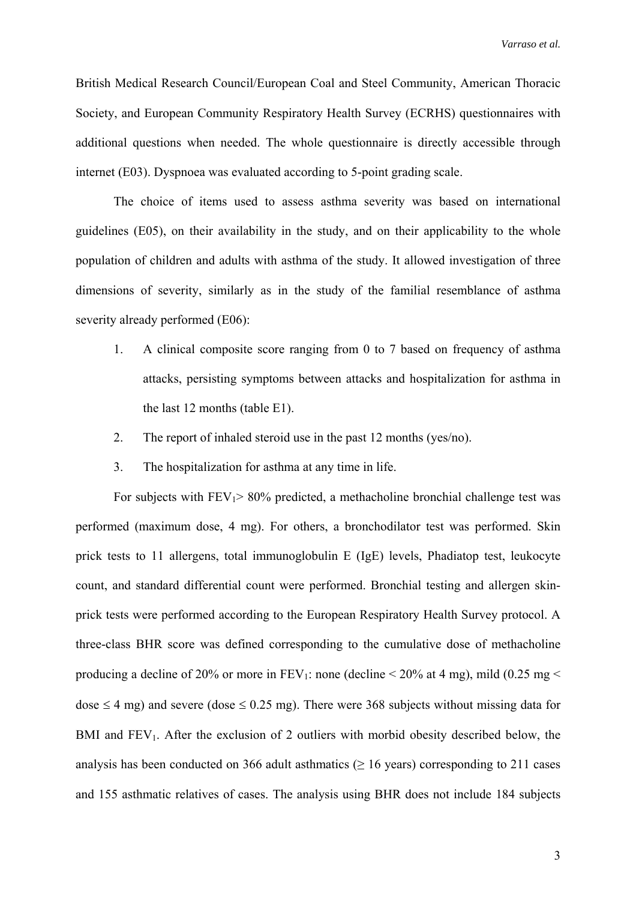British Medical Research Council/European Coal and Steel Community, American Thoracic Society, and European Community Respiratory Health Survey (ECRHS) questionnaires with additional questions when needed. The whole questionnaire is directly accessible through internet (E03). Dyspnoea was evaluated according to 5-point grading scale.

The choice of items used to assess asthma severity was based on international guidelines (E05), on their availability in the study, and on their applicability to the whole population of children and adults with asthma of the study. It allowed investigation of three dimensions of severity, similarly as in the study of the familial resemblance of asthma severity already performed (E06):

1. A clinical composite score ranging from 0 to 7 based on frequency of asthma attacks, persisting symptoms between attacks and hospitalization for asthma in the last 12 months (table E1).
2. The report of inhaled steroid use in the past 12 months (yes/no).
3. The hospitalization for asthma at any time in life.

For subjects with $FEV_1$> 80% predicted, a methacholine bronchial challenge test was performed (maximum dose, 4 mg). For others, a bronchodilator test was performed. Skin prick tests to 11 allergens, total immunoglobulin E (IgE) levels, Phadiatop test, leukocyte count, and standard differential count were performed. Bronchial testing and allergen skin-prick tests were performed according to the European Respiratory Health Survey protocol. A three-class BHR score was defined corresponding to the cumulative dose of methacholine producing a decline of 20% or more in $FEV_1$: none (decline < 20% at 4 mg), mild (0.25 mg < dose ≤ 4 mg) and severe (dose ≤ 0.25 mg). There were 368 subjects without missing data for BMI and $FEV_1$. After the exclusion of 2 outliers with morbid obesity described below, the analysis has been conducted on 366 adult asthmatics (≥ 16 years) corresponding to 211 cases and 155 asthmatic relatives of cases. The analysis using BHR does not include 184 subjects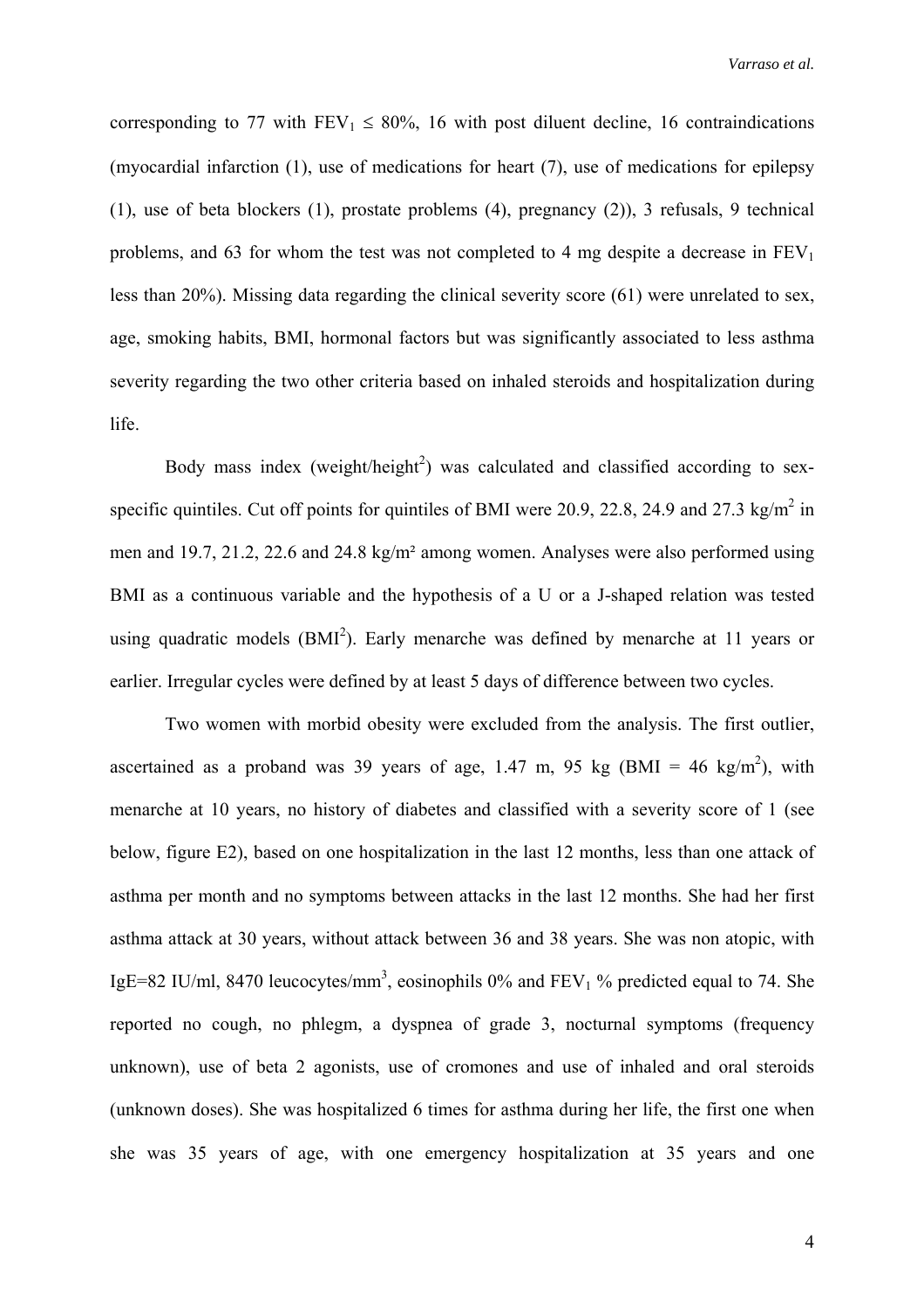corresponding to 77 with $FEV_1 \leq 80\%$, 16 with post diluent decline, 16 contraindications (myocardial infarction (1), use of medications for heart (7), use of medications for epilepsy (1), use of beta blockers (1), prostate problems (4), pregnancy (2)), 3 refusals, 9 technical problems, and 63 for whom the test was not completed to 4 mg despite a decrease in $FEV_1$ less than 20%). Missing data regarding the clinical severity score (61) were unrelated to sex, age, smoking habits, BMI, hormonal factors but was significantly associated to less asthma severity regarding the two other criteria based on inhaled steroids and hospitalization during life.

Body mass index (weight/height$^2$) was calculated and classified according to sex-specific quintiles. Cut off points for quintiles of BMI were 20.9, 22.8, 24.9 and 27.3 kg/m$^2$ in men and 19.7, 21.2, 22.6 and 24.8 kg/m² among women. Analyses were also performed using BMI as a continuous variable and the hypothesis of a U or a J-shaped relation was tested using quadratic models (BMI$^2$). Early menarche was defined by menarche at 11 years or earlier. Irregular cycles were defined by at least 5 days of difference between two cycles.

Two women with morbid obesity were excluded from the analysis. The first outlier, ascertained as a proband was 39 years of age, 1.47 m, 95 kg (BMI = 46 kg/m$^2$), with menarche at 10 years, no history of diabetes and classified with a severity score of 1 (see below, figure E2), based on one hospitalization in the last 12 months, less than one attack of asthma per month and no symptoms between attacks in the last 12 months. She had her first asthma attack at 30 years, without attack between 36 and 38 years. She was non atopic, with IgE=82 IU/ml, 8470 leucocytes/mm$^3$, eosinophils 0% and $FEV_1$ % predicted equal to 74. She reported no cough, no phlegm, a dyspnea of grade 3, nocturnal symptoms (frequency unknown), use of beta 2 agonists, use of cromones and use of inhaled and oral steroids (unknown doses). She was hospitalized 6 times for asthma during her life, the first one when she was 35 years of age, with one emergency hospitalization at 35 years and one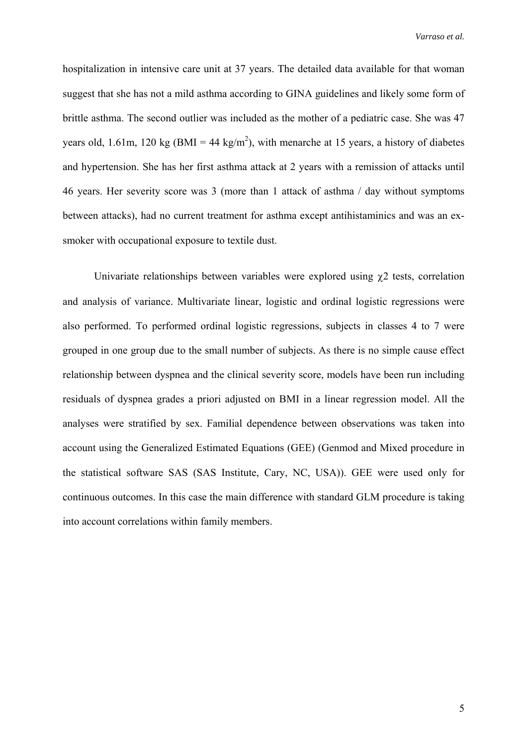hospitalization in intensive care unit at 37 years. The detailed data available for that woman suggest that she has not a mild asthma according to GINA guidelines and likely some form of brittle asthma. The second outlier was included as the mother of a pediatric case. She was 47 years old, 1.61m, 120 kg (BMI = 44 kg/m$^2$), with menarche at 15 years, a history of diabetes and hypertension. She has her first asthma attack at 2 years with a remission of attacks until 46 years. Her severity score was 3 (more than 1 attack of asthma / day without symptoms between attacks), had no current treatment for asthma except antihistaminics and was an ex-smoker with occupational exposure to textile dust.

Univariate relationships between variables were explored using $\chi$2 tests, correlation and analysis of variance. Multivariate linear, logistic and ordinal logistic regressions were also performed. To performed ordinal logistic regressions, subjects in classes 4 to 7 were grouped in one group due to the small number of subjects. As there is no simple cause effect relationship between dyspnea and the clinical severity score, models have been run including residuals of dyspnea grades a priori adjusted on BMI in a linear regression model. All the analyses were stratified by sex. Familial dependence between observations was taken into account using the Generalized Estimated Equations (GEE) (Genmod and Mixed procedure in the statistical software SAS (SAS Institute, Cary, NC, USA)). GEE were used only for continuous outcomes. In this case the main difference with standard GLM procedure is taking into account correlations within family members.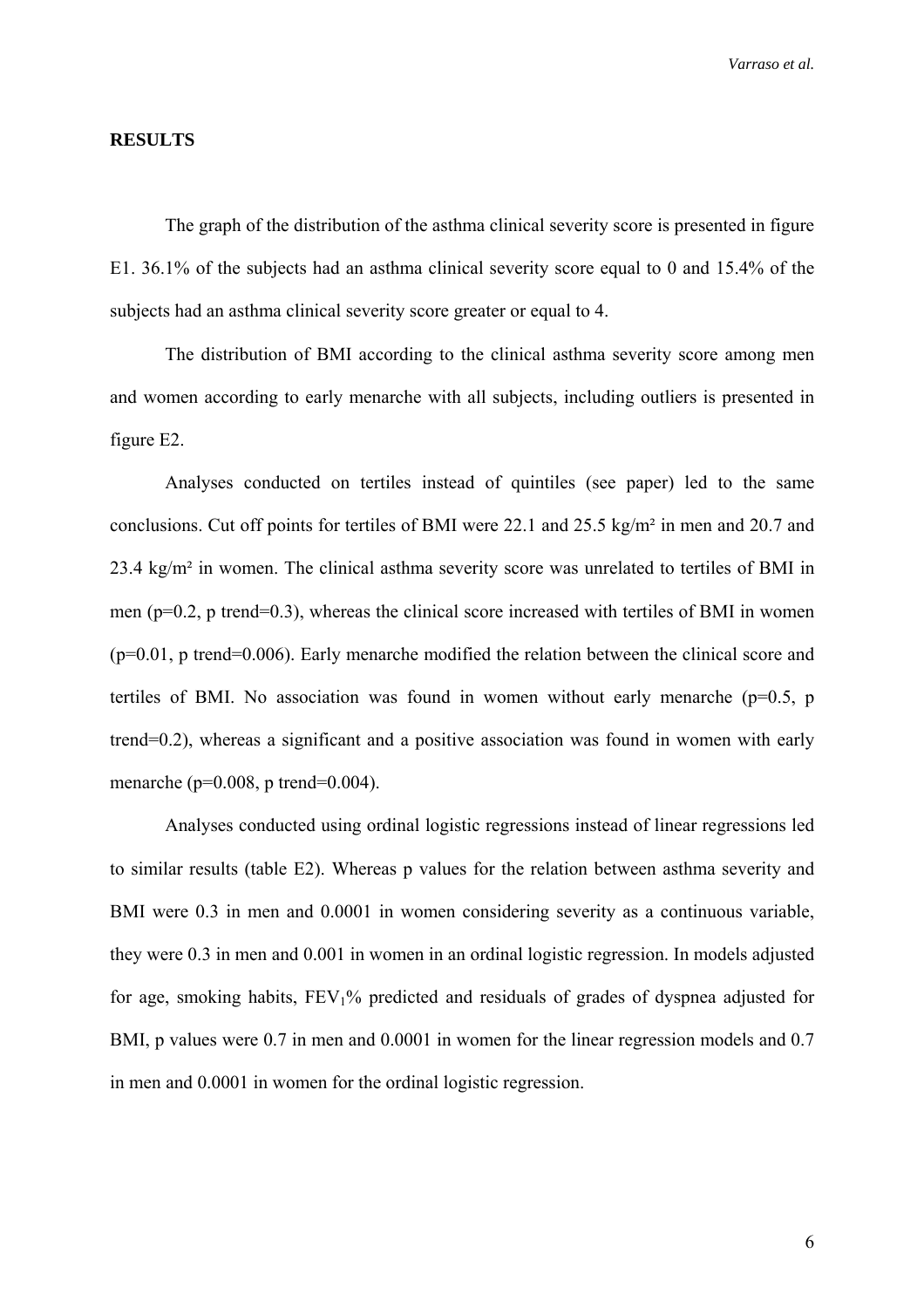## RESULTS

The graph of the distribution of the asthma clinical severity score is presented in figure E1. 36.1% of the subjects had an asthma clinical severity score equal to 0 and 15.4% of the subjects had an asthma clinical severity score greater or equal to 4.

The distribution of BMI according to the clinical asthma severity score among men and women according to early menarche with all subjects, including outliers is presented in figure E2.

Analyses conducted on tertiles instead of quintiles (see paper) led to the same conclusions. Cut off points for tertiles of BMI were 22.1 and 25.5 kg/m² in men and 20.7 and 23.4 kg/m² in women. The clinical asthma severity score was unrelated to tertiles of BMI in men ($p=0.2$, p trend=0.3), whereas the clinical score increased with tertiles of BMI in women ($p=0.01$, p trend=0.006). Early menarche modified the relation between the clinical score and tertiles of BMI. No association was found in women without early menarche ($p=0.5$, p trend=0.2), whereas a significant and a positive association was found in women with early menarche ($p=0.008$, p trend=0.004).

Analyses conducted using ordinal logistic regressions instead of linear regressions led to similar results (table E2). Whereas p values for the relation between asthma severity and BMI were 0.3 in men and 0.0001 in women considering severity as a continuous variable, they were 0.3 in men and 0.001 in women in an ordinal logistic regression. In models adjusted for age, smoking habits, $FEV_1$% predicted and residuals of grades of dyspnea adjusted for BMI, p values were 0.7 in men and 0.0001 in women for the linear regression models and 0.7 in men and 0.0001 in women for the ordinal logistic regression.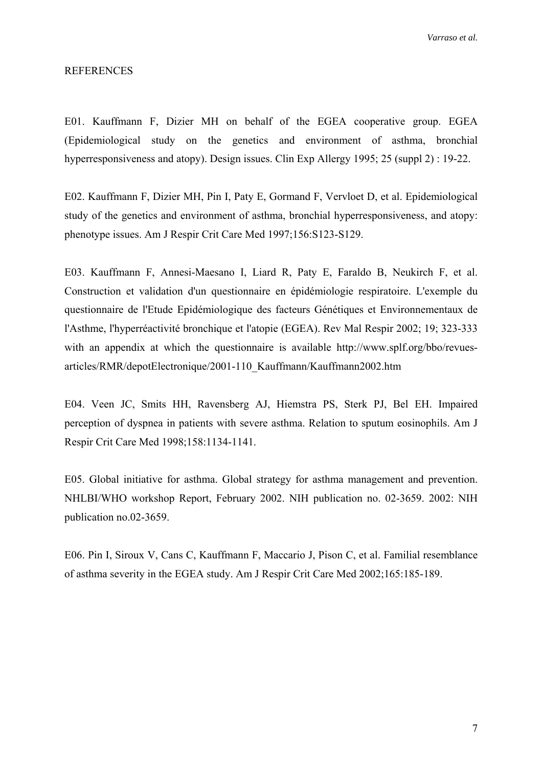REFERENCES

E01. Kauffmann F, Dizier MH on behalf of the EGEA cooperative group. EGEA (Epidemiological study on the genetics and environment of asthma, bronchial hyperresponsiveness and atopy). Design issues. Clin Exp Allergy 1995; 25 (suppl 2) : 19-22.

E02. Kauffmann F, Dizier MH, Pin I, Paty E, Gormand F, Vervloet D, et al. Epidemiological study of the genetics and environment of asthma, bronchial hyperresponsiveness, and atopy: phenotype issues. Am J Respir Crit Care Med 1997;156:S123-S129.

E03. Kauffmann F, Annesi-Maesano I, Liard R, Paty E, Faraldo B, Neukirch F, et al. Construction et validation d'un questionnaire en épidémiologie respiratoire. L'exemple du questionnaire de l'Etude Epidémiologique des facteurs Génétiques et Environnementaux de l'Asthme, l'hyperréactivité bronchique et l'atopie (EGEA). Rev Mal Respir 2002; 19; 323-333 with an appendix at which the questionnaire is available http://www.splf.org/bbo/revues-articles/RMR/depotElectronique/2001-110_Kauffmann/Kauffmann2002.htm

E04. Veen JC, Smits HH, Ravensberg AJ, Hiemstra PS, Sterk PJ, Bel EH. Impaired perception of dyspnea in patients with severe asthma. Relation to sputum eosinophils. Am J Respir Crit Care Med 1998;158:1134-1141.

E05. Global initiative for asthma. Global strategy for asthma management and prevention. NHLBI/WHO workshop Report, February 2002. NIH publication no. 02-3659. 2002: NIH publication no.02-3659.

E06. Pin I, Siroux V, Cans C, Kauffmann F, Maccario J, Pison C, et al. Familial resemblance of asthma severity in the EGEA study. Am J Respir Crit Care Med 2002;165:185-189.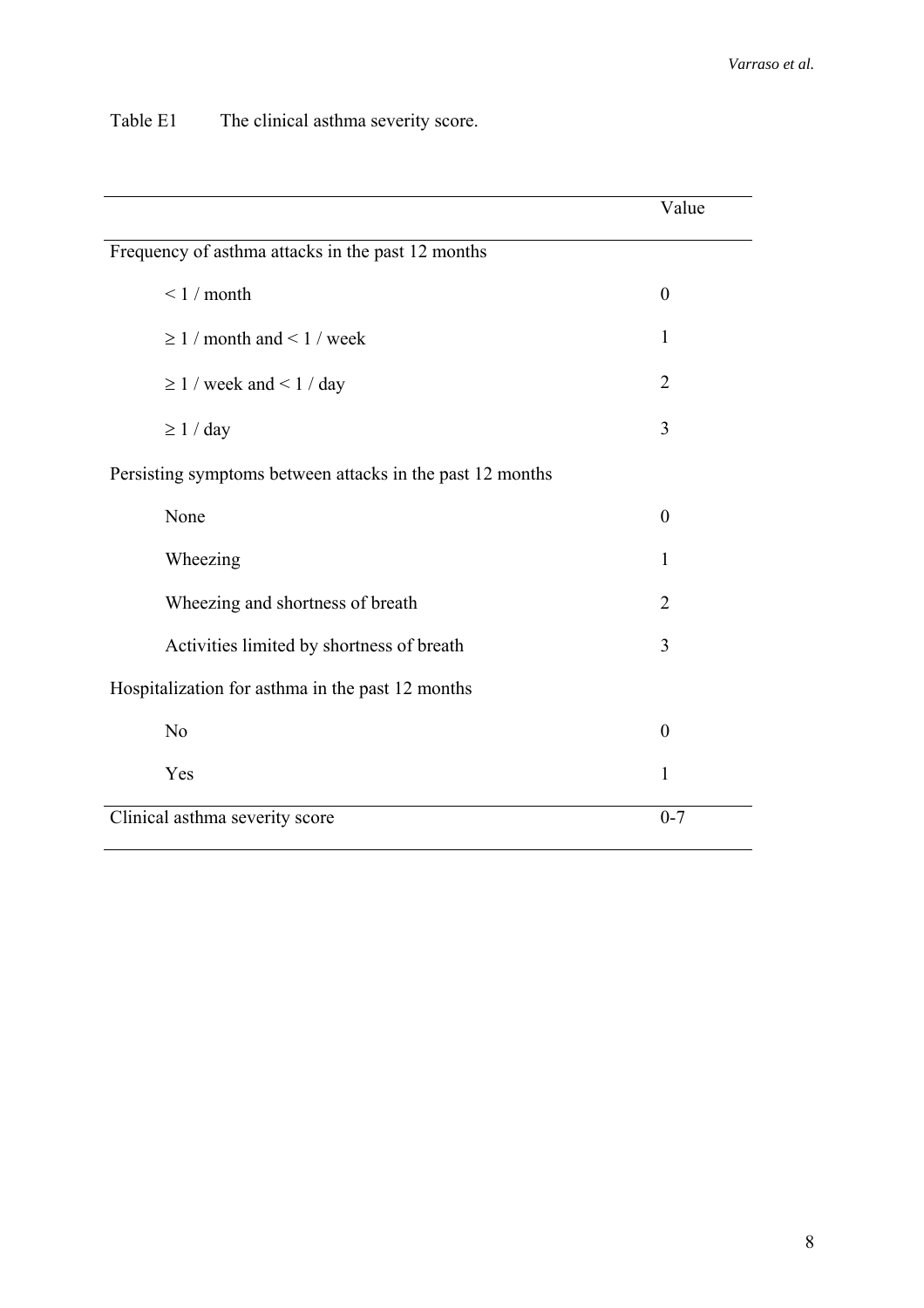Table E1 The clinical asthma severity score.

| | Value |
|---|---|
| Frequency of asthma attacks in the past 12 months | |
| < 1 / month | 0 |
| ≥ 1 / month and < 1 / week | 1 |
| ≥ 1 / week and < 1 / day | 2 |
| ≥ 1 / day | 3 |
| Persisting symptoms between attacks in the past 12 months | |
| None | 0 |
| Wheezing | 1 |
| Wheezing and shortness of breath | 2 |
| Activities limited by shortness of breath | 3 |
| Hospitalization for asthma in the past 12 months | |
| No | 0 |
| Yes | 1 |
| Clinical asthma severity score | 0-7 |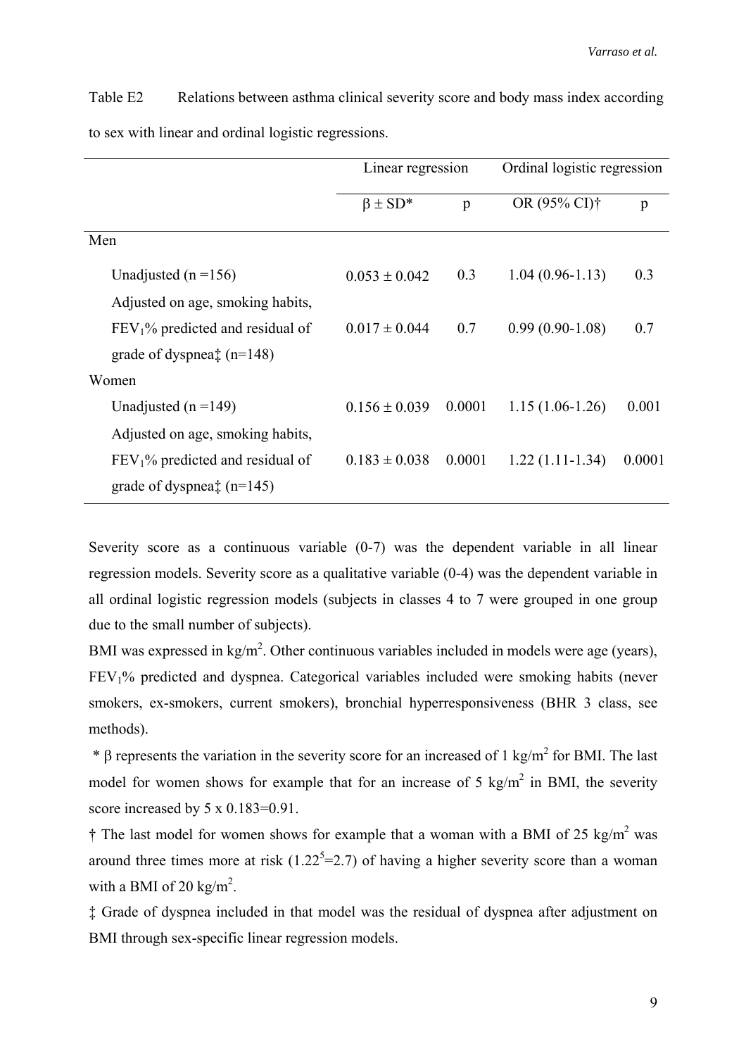Table E2 Relations between asthma clinical severity score and body mass index according to sex with linear and ordinal logistic regressions.

| | Linear regression | | Ordinal logistic regression | |
|---|---|---|---|---|
| | $\beta \pm$ SD* | p | OR (95% CI)† | p |
| Men | | | | |
| Unadjusted (n =156) | $0.053 \pm 0.042$ | 0.3 | 1.04 (0.96-1.13) | 0.3 |
| Adjusted on age, smoking habits, $FEV_1$% predicted and residual of grade of dyspnea‡ (n=148) | $0.017 \pm 0.044$ | 0.7 | 0.99 (0.90-1.08) | 0.7 |
| Women | | | | |
| Unadjusted (n =149) | $0.156 \pm 0.039$ | 0.0001 | 1.15 (1.06-1.26) | 0.001 |
| Adjusted on age, smoking habits, $FEV_1$% predicted and residual of grade of dyspnea‡ (n=145) | $0.183 \pm 0.038$ | 0.0001 | 1.22 (1.11-1.34) | 0.0001 |

Severity score as a continuous variable (0-7) was the dependent variable in all linear regression models. Severity score as a qualitative variable (0-4) was the dependent variable in all ordinal logistic regression models (subjects in classes 4 to 7 were grouped in one group due to the small number of subjects).

BMI was expressed in $kg/m^2$. Other continuous variables included in models were age (years), $FEV_1$% predicted and dyspnea. Categorical variables included were smoking habits (never smokers, ex-smokers, current smokers), bronchial hyperresponsiveness (BHR 3 class, see methods).

\* $\beta$ represents the variation in the severity score for an increased of 1 $kg/m^2$ for BMI. The last model for women shows for example that for an increase of 5 $kg/m^2$ in BMI, the severity score increased by 5 x 0.183=0.91.

† The last model for women shows for example that a woman with a BMI of 25 $kg/m^2$ was around three times more at risk ($1.22^5$=2.7) of having a higher severity score than a woman with a BMI of 20 $kg/m^2$.

‡ Grade of dyspnea included in that model was the residual of dyspnea after adjustment on BMI through sex-specific linear regression models.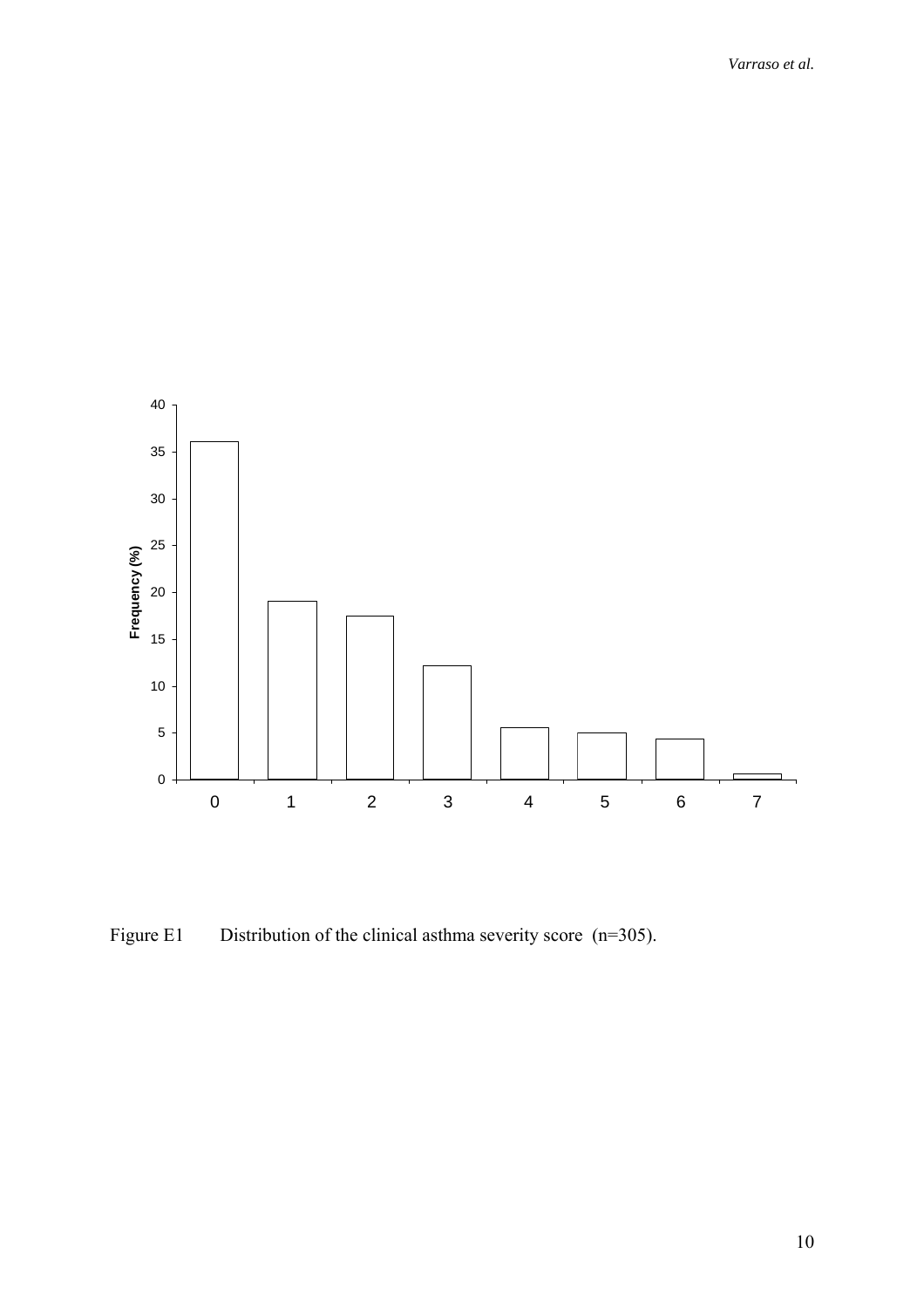Figure E1        Distribution of the clinical asthma severity score  (n=305).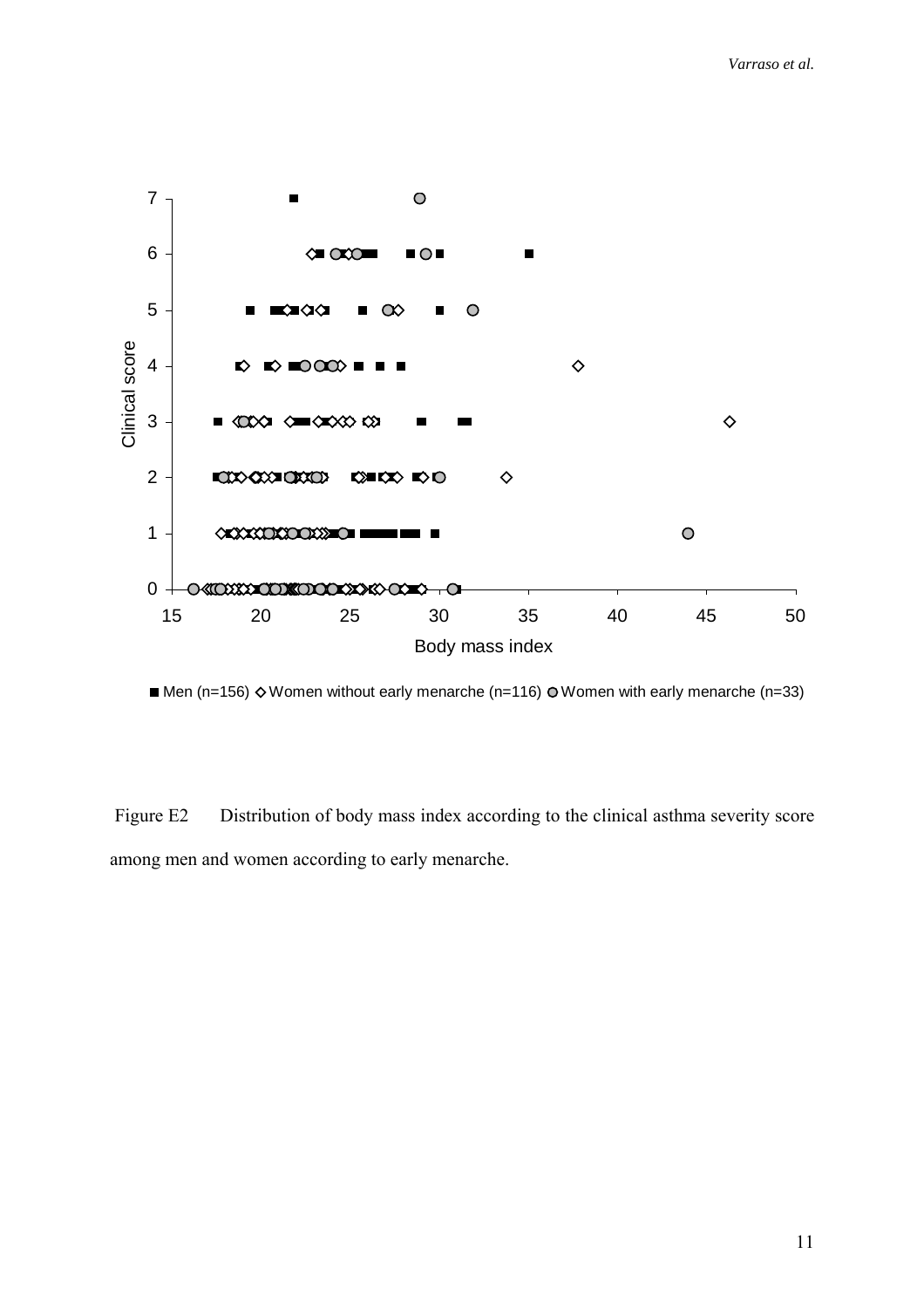Clinical score

7
6
5
4
3
2
1
0

15 20 25 30 35 40 45 50

Body mass index

■ Men (n=156) ◇ Women without early menarche (n=116) ● Women with early menarche (n=33)

Figure E2 Distribution of body mass index according to the clinical asthma severity score among men and women according to early menarche.